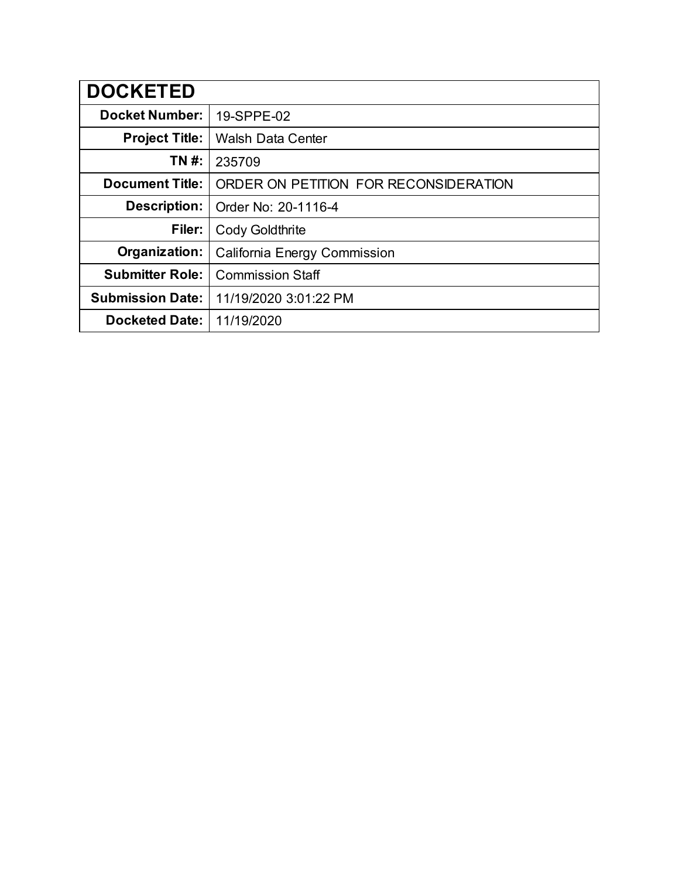| DOCKETED | |
|---|---|
| **Docket Number:** | 19-SPPE-02 |
| **Project Title:** | Walsh Data Center |
| **TN #:** | 235709 |
| **Document Title:** | ORDER ON PETITION FOR RECONSIDERATION |
| **Description:** | Order No: 20-1116-4 |
| **Filer:** | Cody Goldthrite |
| **Organization:** | California Energy Commission |
| **Submitter Role:** | Commission Staff |
| **Submission Date:** | 11/19/2020 3:01:22 PM |
| **Docketed Date:** | 11/19/2020 |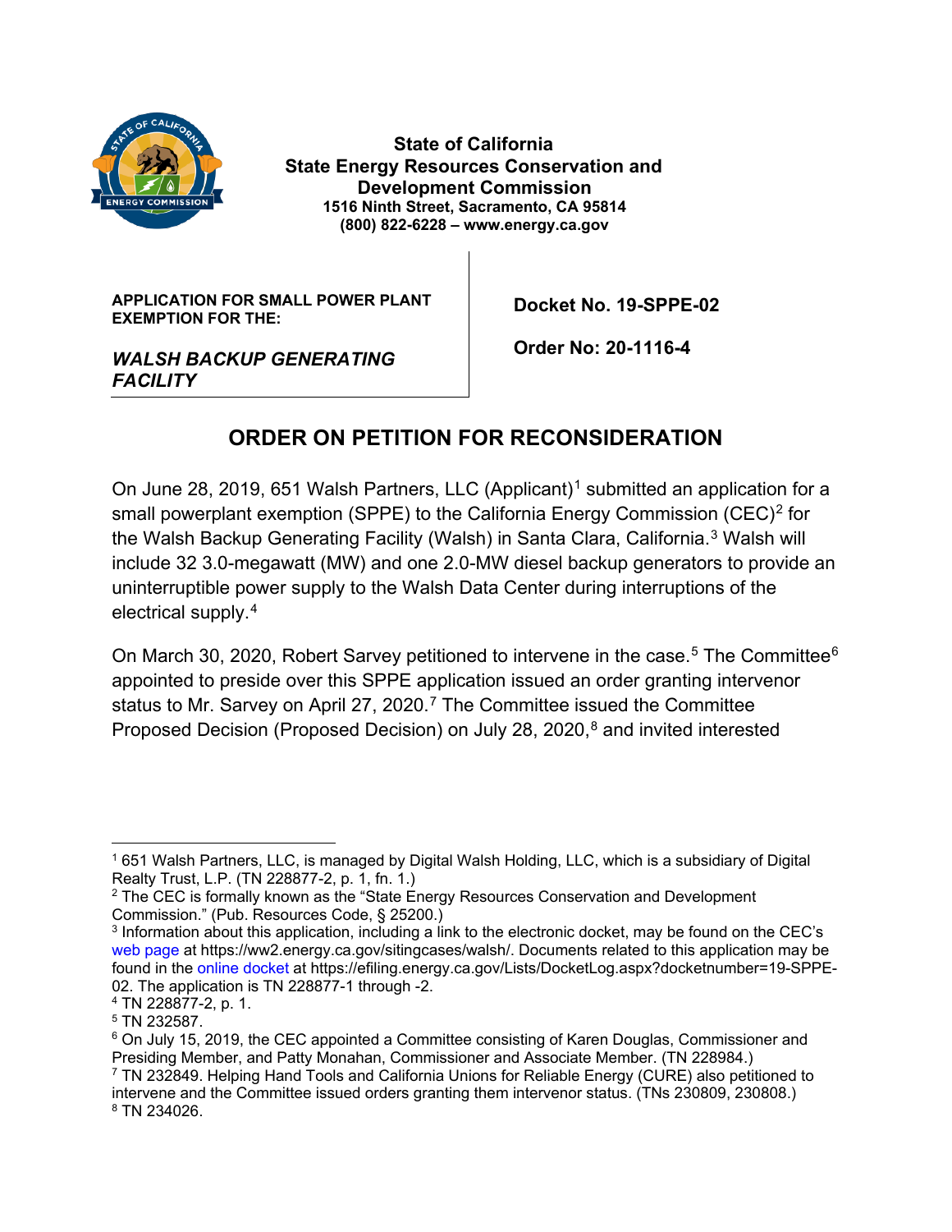State of California
State Energy Resources Conservation and Development Commission
1516 Ninth Street, Sacramento, CA 95814
(800) 822-6228 – www.energy.ca.gov

| APPLICATION FOR SMALL POWER PLANT EXEMPTION FOR THE: *WALSH BACKUP GENERATING FACILITY* | Docket No. 19-SPPE-02 Order No: 20-1116-4 |
| --- | --- |

# ORDER ON PETITION FOR RECONSIDERATION

On June 28, 2019, 651 Walsh Partners, LLC (Applicant)[1] submitted an application for a small powerplant exemption (SPPE) to the California Energy Commission (CEC)[2] for the Walsh Backup Generating Facility (Walsh) in Santa Clara, California.[3] Walsh will include 32 3.0-megawatt (MW) and one 2.0-MW diesel backup generators to provide an uninterruptible power supply to the Walsh Data Center during interruptions of the electrical supply.[4]

On March 30, 2020, Robert Sarvey petitioned to intervene in the case.[5] The Committee[6] appointed to preside over this SPPE application issued an order granting intervenor status to Mr. Sarvey on April 27, 2020.[7] The Committee issued the Committee Proposed Decision (Proposed Decision) on July 28, 2020,[8] and invited interested

---

[1] 651 Walsh Partners, LLC, is managed by Digital Walsh Holding, LLC, which is a subsidiary of Digital Realty Trust, L.P. (TN 228877-2, p. 1, fn. 1.)

[2] The CEC is formally known as the "State Energy Resources Conservation and Development Commission." (Pub. Resources Code, § 25200.)

[3] Information about this application, including a link to the electronic docket, may be found on the CEC's web page at https://ww2.energy.ca.gov/sitingcases/walsh/. Documents related to this application may be found in the online docket at https://efiling.energy.ca.gov/Lists/DocketLog.aspx?docketnumber=19-SPPE-02. The application is TN 228877-1 through -2.

[4] TN 228877-2, p. 1.

[5] TN 232587.

[6] On July 15, 2019, the CEC appointed a Committee consisting of Karen Douglas, Commissioner and Presiding Member, and Patty Monahan, Commissioner and Associate Member. (TN 228984.)

[7] TN 232849. Helping Hand Tools and California Unions for Reliable Energy (CURE) also petitioned to intervene and the Committee issued orders granting them intervenor status. (TNs 230809, 230808.)

[8] TN 234026.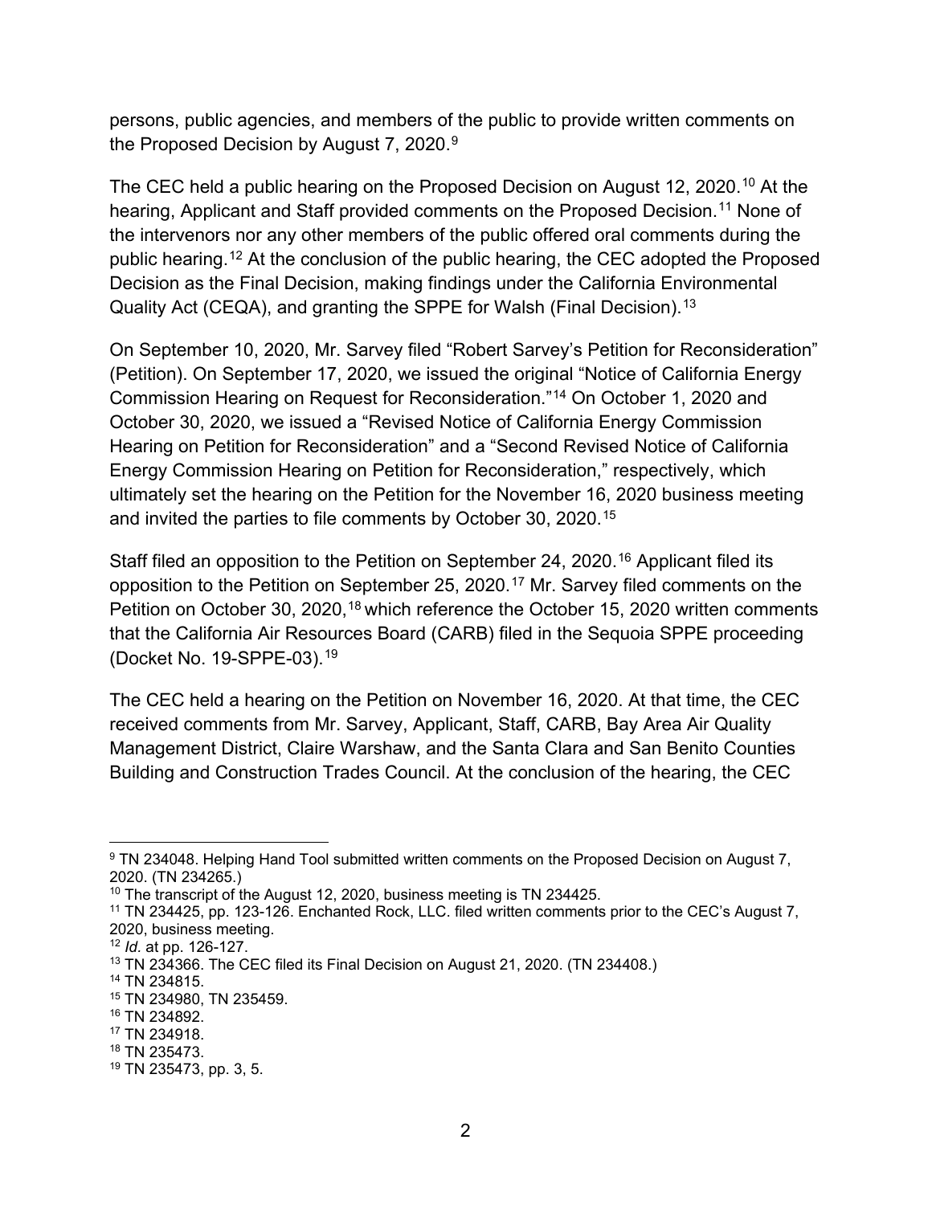persons, public agencies, and members of the public to provide written comments on the Proposed Decision by August 7, 2020.[9]

The CEC held a public hearing on the Proposed Decision on August 12, 2020.[10] At the hearing, Applicant and Staff provided comments on the Proposed Decision.[11] None of the intervenors nor any other members of the public offered oral comments during the public hearing.[12] At the conclusion of the public hearing, the CEC adopted the Proposed Decision as the Final Decision, making findings under the California Environmental Quality Act (CEQA), and granting the SPPE for Walsh (Final Decision).[13]

On September 10, 2020, Mr. Sarvey filed "Robert Sarvey's Petition for Reconsideration" (Petition). On September 17, 2020, we issued the original "Notice of California Energy Commission Hearing on Request for Reconsideration."[14] On October 1, 2020 and October 30, 2020, we issued a "Revised Notice of California Energy Commission Hearing on Petition for Reconsideration" and a "Second Revised Notice of California Energy Commission Hearing on Petition for Reconsideration," respectively, which ultimately set the hearing on the Petition for the November 16, 2020 business meeting and invited the parties to file comments by October 30, 2020.[15]

Staff filed an opposition to the Petition on September 24, 2020.[16] Applicant filed its opposition to the Petition on September 25, 2020.[17] Mr. Sarvey filed comments on the Petition on October 30, 2020,[18] which reference the October 15, 2020 written comments that the California Air Resources Board (CARB) filed in the Sequoia SPPE proceeding (Docket No. 19-SPPE-03).[19]

The CEC held a hearing on the Petition on November 16, 2020. At that time, the CEC received comments from Mr. Sarvey, Applicant, Staff, CARB, Bay Area Air Quality Management District, Claire Warshaw, and the Santa Clara and San Benito Counties Building and Construction Trades Council. At the conclusion of the hearing, the CEC

---

[9] TN 234048. Helping Hand Tool submitted written comments on the Proposed Decision on August 7, 2020. (TN 234265.)

[10] The transcript of the August 12, 2020, business meeting is TN 234425.

[11] TN 234425, pp. 123-126. Enchanted Rock, LLC. filed written comments prior to the CEC's August 7, 2020, business meeting.

[12] *Id.* at pp. 126-127.

[13] TN 234366. The CEC filed its Final Decision on August 21, 2020. (TN 234408.)

[14] TN 234815.

[15] TN 234980, TN 235459.

[16] TN 234892.

[17] TN 234918.

[18] TN 235473.

[19] TN 235473, pp. 3, 5.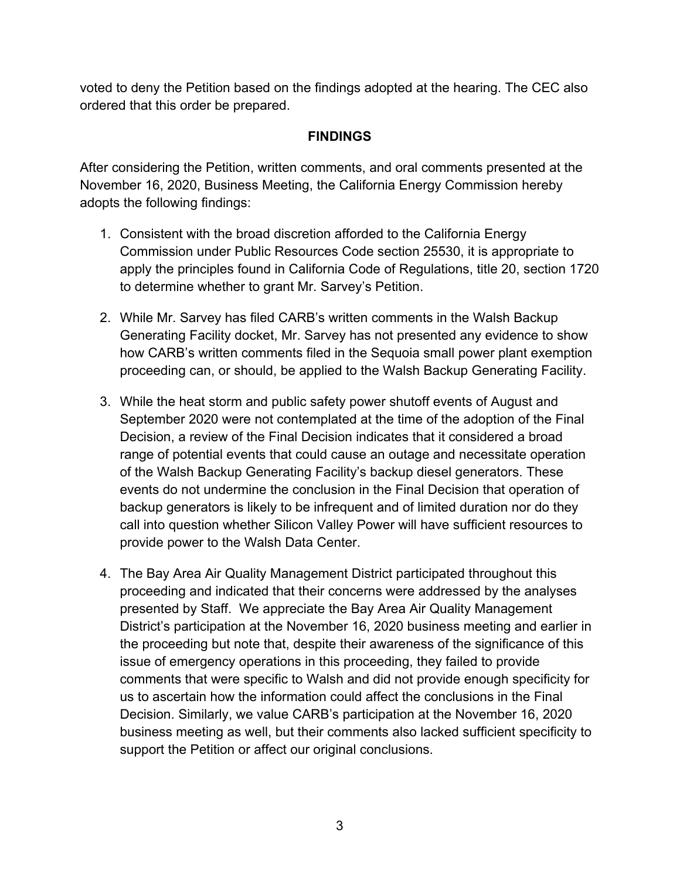voted to deny the Petition based on the findings adopted at the hearing. The CEC also ordered that this order be prepared.

## FINDINGS

After considering the Petition, written comments, and oral comments presented at the November 16, 2020, Business Meeting, the California Energy Commission hereby adopts the following findings:

1. Consistent with the broad discretion afforded to the California Energy Commission under Public Resources Code section 25530, it is appropriate to apply the principles found in California Code of Regulations, title 20, section 1720 to determine whether to grant Mr. Sarvey's Petition.
2. While Mr. Sarvey has filed CARB's written comments in the Walsh Backup Generating Facility docket, Mr. Sarvey has not presented any evidence to show how CARB's written comments filed in the Sequoia small power plant exemption proceeding can, or should, be applied to the Walsh Backup Generating Facility.
3. While the heat storm and public safety power shutoff events of August and September 2020 were not contemplated at the time of the adoption of the Final Decision, a review of the Final Decision indicates that it considered a broad range of potential events that could cause an outage and necessitate operation of the Walsh Backup Generating Facility's backup diesel generators. These events do not undermine the conclusion in the Final Decision that operation of backup generators is likely to be infrequent and of limited duration nor do they call into question whether Silicon Valley Power will have sufficient resources to provide power to the Walsh Data Center.
4. The Bay Area Air Quality Management District participated throughout this proceeding and indicated that their concerns were addressed by the analyses presented by Staff. We appreciate the Bay Area Air Quality Management District's participation at the November 16, 2020 business meeting and earlier in the proceeding but note that, despite their awareness of the significance of this issue of emergency operations in this proceeding, they failed to provide comments that were specific to Walsh and did not provide enough specificity for us to ascertain how the information could affect the conclusions in the Final Decision. Similarly, we value CARB's participation at the November 16, 2020 business meeting as well, but their comments also lacked sufficient specificity to support the Petition or affect our original conclusions.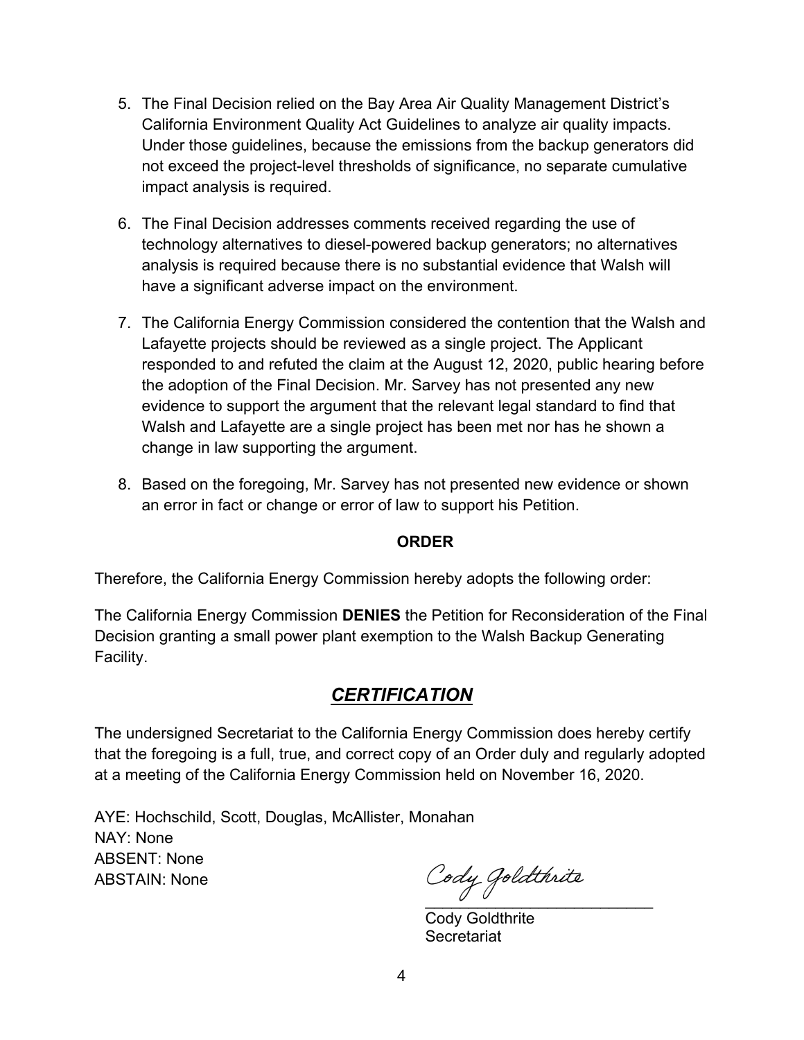5. The Final Decision relied on the Bay Area Air Quality Management District's California Environment Quality Act Guidelines to analyze air quality impacts. Under those guidelines, because the emissions from the backup generators did not exceed the project-level thresholds of significance, no separate cumulative impact analysis is required.

6. The Final Decision addresses comments received regarding the use of technology alternatives to diesel-powered backup generators; no alternatives analysis is required because there is no substantial evidence that Walsh will have a significant adverse impact on the environment.

7. The California Energy Commission considered the contention that the Walsh and Lafayette projects should be reviewed as a single project. The Applicant responded to and refuted the claim at the August 12, 2020, public hearing before the adoption of the Final Decision. Mr. Sarvey has not presented any new evidence to support the argument that the relevant legal standard to find that Walsh and Lafayette are a single project has been met nor has he shown a change in law supporting the argument.

8. Based on the foregoing, Mr. Sarvey has not presented new evidence or shown an error in fact or change or error of law to support his Petition.

**ORDER**

Therefore, the California Energy Commission hereby adopts the following order:

The California Energy Commission **DENIES** the Petition for Reconsideration of the Final Decision granting a small power plant exemption to the Walsh Backup Generating Facility.

## ***CERTIFICATION***

The undersigned Secretariat to the California Energy Commission does hereby certify that the foregoing is a full, true, and correct copy of an Order duly and regularly adopted at a meeting of the California Energy Commission held on November 16, 2020.

AYE: Hochschild, Scott, Douglas, McAllister, Monahan
NAY: None
ABSENT: None
ABSTAIN: None

Cody Goldthrite
___________________________
Cody Goldthrite
Secretariat